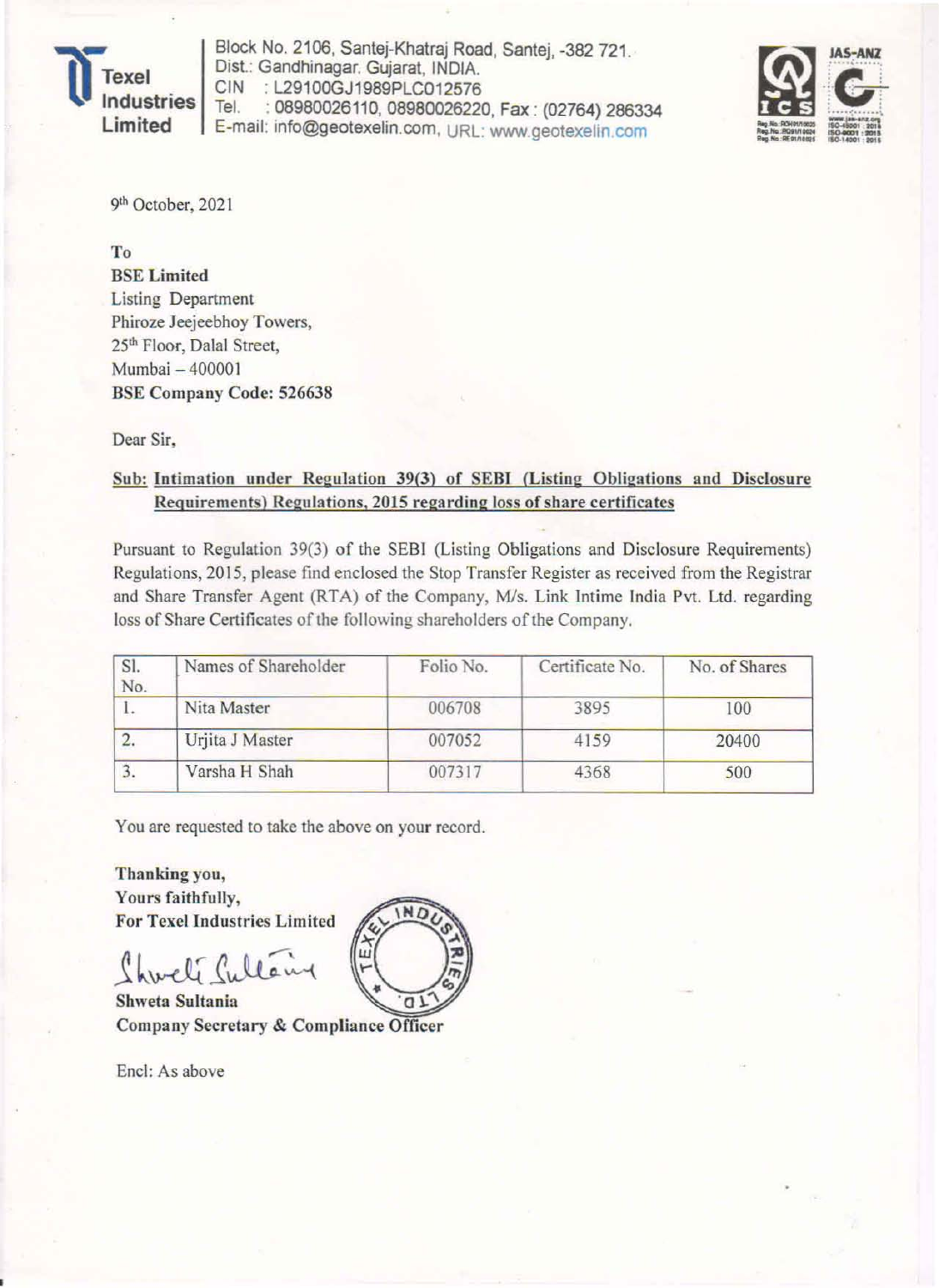**Texel Industries Limited**

Block No. 2106, Santej-Khatraj Road, Santej, -382 721.
Dist.: Gandhinagar. Gujarat, INDIA.
CIN : L29100GJ1989PLC012576
Tel. : 08980026110, 08980026220, Fax : (02764) 286334
E-mail: info@geotexelin.com, URL: www.geotexelin.com

9th October, 2021

To
**BSE Limited**
Listing Department
Phiroze Jeejeebhoy Towers,
25th Floor, Dalal Street,
Mumbai – 400001
**BSE Company Code: 526638**

Dear Sir,

**Sub: Intimation under Regulation 39(3) of SEBI (Listing Obligations and Disclosure Requirements) Regulations, 2015 regarding loss of share certificates**

Pursuant to Regulation 39(3) of the SEBI (Listing Obligations and Disclosure Requirements) Regulations, 2015, please find enclosed the Stop Transfer Register as received from the Registrar and Share Transfer Agent (RTA) of the Company, M/s. Link Intime India Pvt. Ltd. regarding loss of Share Certificates of the following shareholders of the Company.

| Sl. No. | Names of Shareholder | Folio No. | Certificate No. | No. of Shares |
|---|---|---|---|---|
| 1. | Nita Master | 006708 | 3895 | 100 |
| 2. | Urjita J Master | 007052 | 4159 | 20400 |
| 3. | Varsha H Shah | 007317 | 4368 | 500 |

You are requested to take the above on your record.

**Thanking you,**
**Yours faithfully,**
**For Texel Industries Limited**

**Shweta Sultania**
**Company Secretary & Compliance Officer**

Encl: As above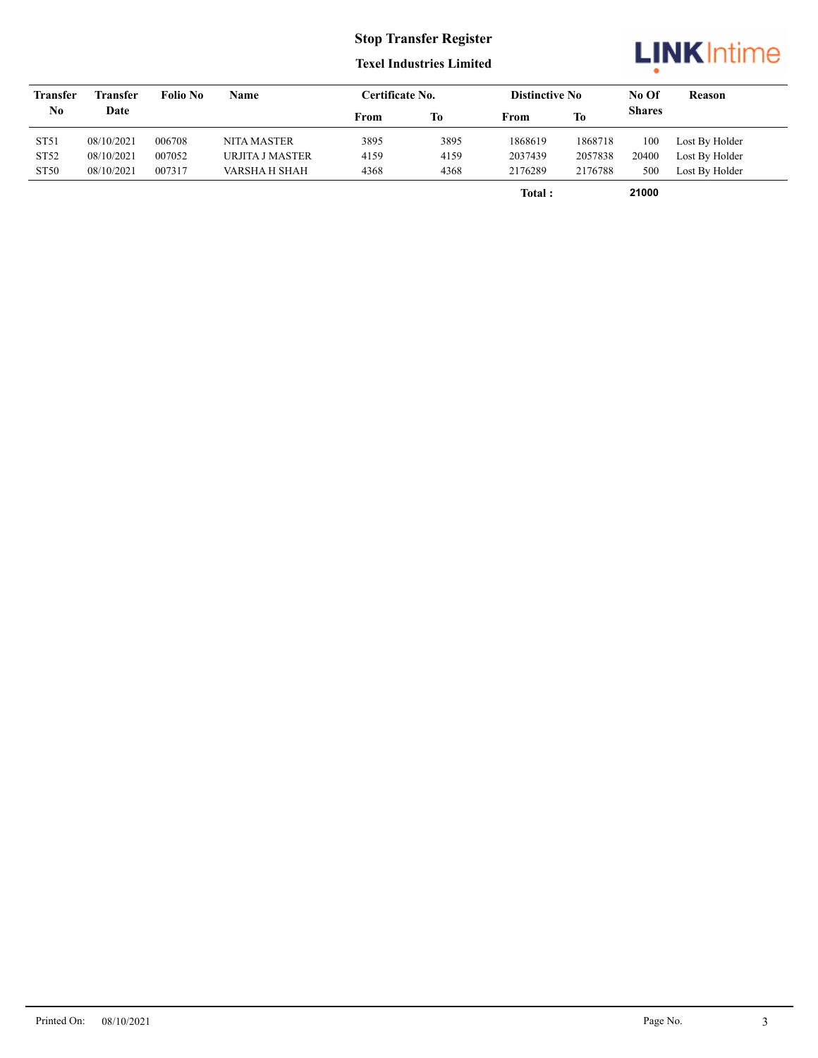# Stop Transfer Register

## Texel Industries Limited

| Transfer No | Transfer Date | Folio No | Name | Certificate No. | | Distinctive No | | No Of Shares | Reason |
|---|---|---|---|---|---|---|---|---|---|
| | | | | From | To | From | To | | |
| ST51 | 08/10/2021 | 006708 | NITA MASTER | 3895 | 3895 | 1868619 | 1868718 | 100 | Lost By Holder |
| ST52 | 08/10/2021 | 007052 | URJITA J MASTER | 4159 | 4159 | 2037439 | 2057838 | 20400 | Lost By Holder |
| ST50 | 08/10/2021 | 007317 | VARSHA H SHAH | 4368 | 4368 | 2176289 | 2176788 | 500 | Lost By Holder |
| | | | | | | **Total :** | | **21000** | |

Printed On: 08/10/2021